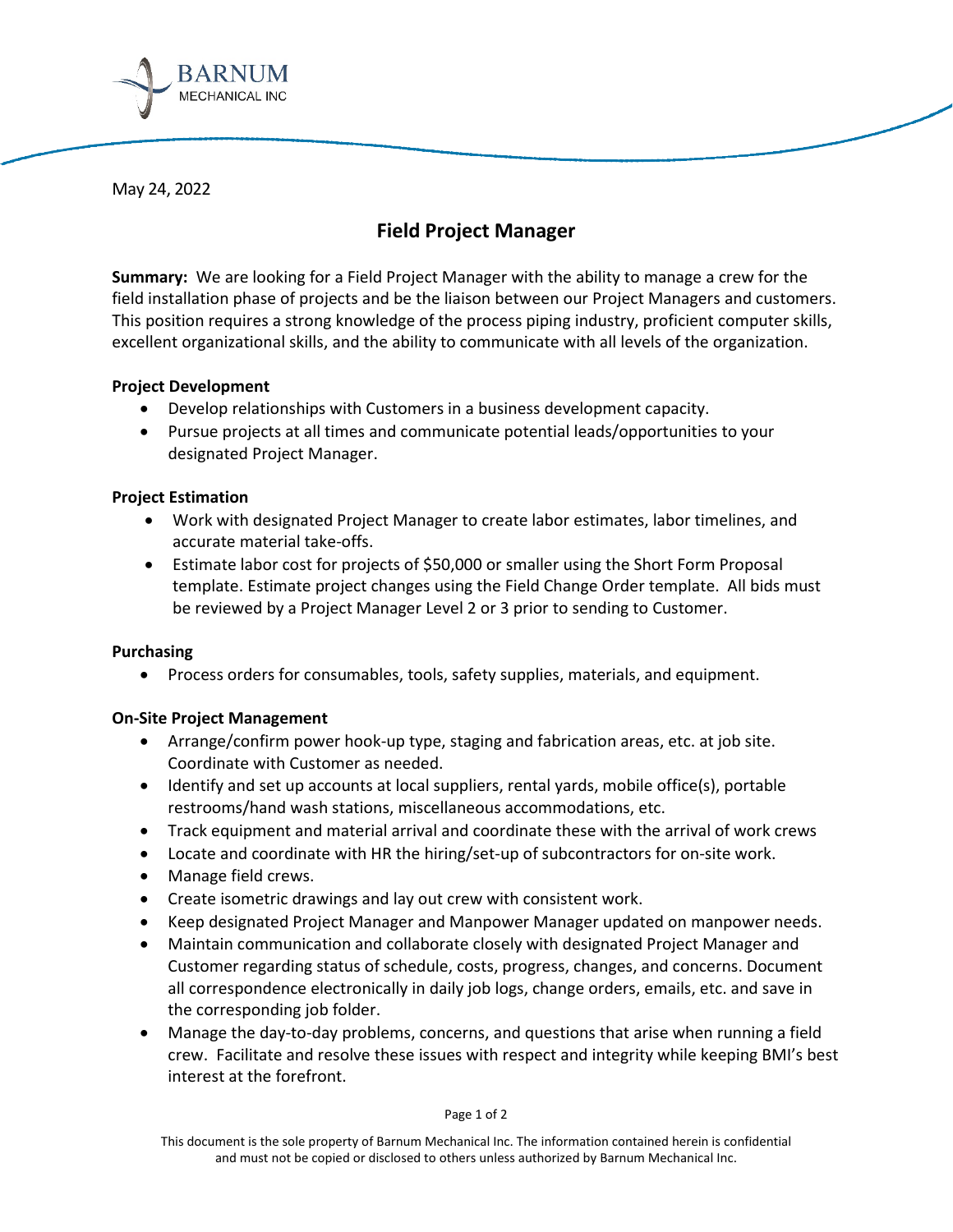BARNUM
MECHANICAL INC

May 24, 2022

# Field Project Manager

**Summary:** We are looking for a Field Project Manager with the ability to manage a crew for the field installation phase of projects and be the liaison between our Project Managers and customers. This position requires a strong knowledge of the process piping industry, proficient computer skills, excellent organizational skills, and the ability to communicate with all levels of the organization.

**Project Development**

- Develop relationships with Customers in a business development capacity.
- Pursue projects at all times and communicate potential leads/opportunities to your designated Project Manager.

**Project Estimation**

- Work with designated Project Manager to create labor estimates, labor timelines, and accurate material take-offs.
- Estimate labor cost for projects of $50,000 or smaller using the Short Form Proposal template. Estimate project changes using the Field Change Order template. All bids must be reviewed by a Project Manager Level 2 or 3 prior to sending to Customer.

**Purchasing**

- Process orders for consumables, tools, safety supplies, materials, and equipment.

**On-Site Project Management**

- Arrange/confirm power hook-up type, staging and fabrication areas, etc. at job site. Coordinate with Customer as needed.
- Identify and set up accounts at local suppliers, rental yards, mobile office(s), portable restrooms/hand wash stations, miscellaneous accommodations, etc.
- Track equipment and material arrival and coordinate these with the arrival of work crews
- Locate and coordinate with HR the hiring/set-up of subcontractors for on-site work.
- Manage field crews.
- Create isometric drawings and lay out crew with consistent work.
- Keep designated Project Manager and Manpower Manager updated on manpower needs.
- Maintain communication and collaborate closely with designated Project Manager and Customer regarding status of schedule, costs, progress, changes, and concerns. Document all correspondence electronically in daily job logs, change orders, emails, etc. and save in the corresponding job folder.
- Manage the day-to-day problems, concerns, and questions that arise when running a field crew. Facilitate and resolve these issues with respect and integrity while keeping BMI's best interest at the forefront.

This document is the sole property of Barnum Mechanical Inc. The information contained herein is confidential and must not be copied or disclosed to others unless authorized by Barnum Mechanical Inc.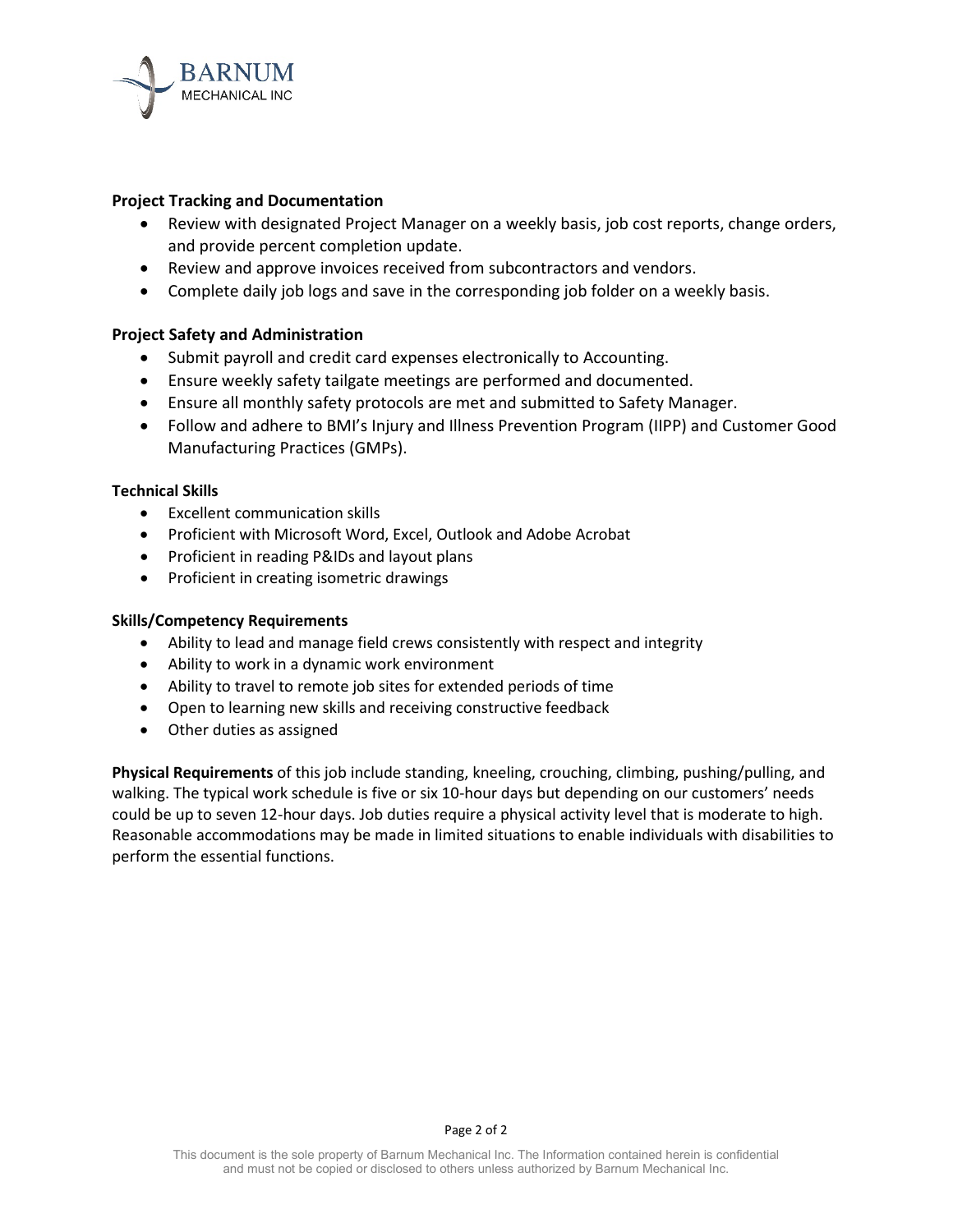### Project Tracking and Documentation

- Review with designated Project Manager on a weekly basis, job cost reports, change orders, and provide percent completion update.
- Review and approve invoices received from subcontractors and vendors.
- Complete daily job logs and save in the corresponding job folder on a weekly basis.

### Project Safety and Administration

- Submit payroll and credit card expenses electronically to Accounting.
- Ensure weekly safety tailgate meetings are performed and documented.
- Ensure all monthly safety protocols are met and submitted to Safety Manager.
- Follow and adhere to BMI's Injury and Illness Prevention Program (IIPP) and Customer Good Manufacturing Practices (GMPs).

### Technical Skills

- Excellent communication skills
- Proficient with Microsoft Word, Excel, Outlook and Adobe Acrobat
- Proficient in reading P&IDs and layout plans
- Proficient in creating isometric drawings

### Skills/Competency Requirements

- Ability to lead and manage field crews consistently with respect and integrity
- Ability to work in a dynamic work environment
- Ability to travel to remote job sites for extended periods of time
- Open to learning new skills and receiving constructive feedback
- Other duties as assigned

**Physical Requirements** of this job include standing, kneeling, crouching, climbing, pushing/pulling, and walking. The typical work schedule is five or six 10-hour days but depending on our customers' needs could be up to seven 12-hour days. Job duties require a physical activity level that is moderate to high. Reasonable accommodations may be made in limited situations to enable individuals with disabilities to perform the essential functions.

This document is the sole property of Barnum Mechanical Inc. The Information contained herein is confidential and must not be copied or disclosed to others unless authorized by Barnum Mechanical Inc.